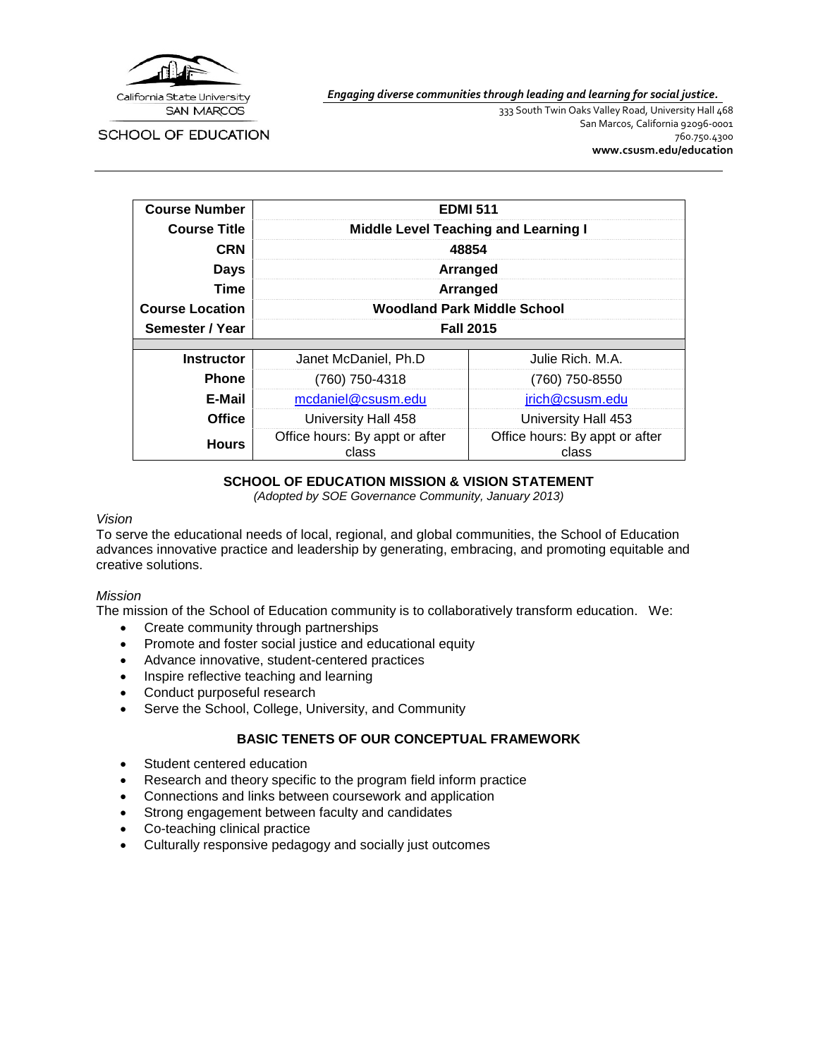California State University SAN MARCOS

SCHOOL OF EDUCATION

*Engaging diverse communities through leading and learning for social justice.*

333 South Twin Oaks Valley Road, University Hall 468
San Marcos, California 92096-0001
760.750.4300
**www.csusm.edu/education**

| **Course Number** | **EDMI 511** | |
|---|---|---|
| **Course Title** | **Middle Level Teaching and Learning I** | |
| **CRN** | **48854** | |
| **Days** | **Arranged** | |
| **Time** | **Arranged** | |
| **Course Location** | **Woodland Park Middle School** | |
| **Semester / Year** | **Fall 2015** | |
| | | |
| **Instructor** | Janet McDaniel, Ph.D | Julie Rich. M.A. |
| **Phone** | (760) 750-4318 | (760) 750-8550 |
| **E-Mail** | mcdaniel@csusm.edu | jrich@csusm.edu |
| **Office** | University Hall 458 | University Hall 453 |
| **Hours** | Office hours: By appt or after class | Office hours: By appt or after class |

## SCHOOL OF EDUCATION MISSION & VISION STATEMENT

*(Adopted by SOE Governance Community, January 2013)*

*Vision*

To serve the educational needs of local, regional, and global communities, the School of Education advances innovative practice and leadership by generating, embracing, and promoting equitable and creative solutions.

*Mission*

The mission of the School of Education community is to collaboratively transform education. We:

- Create community through partnerships
- Promote and foster social justice and educational equity
- Advance innovative, student-centered practices
- Inspire reflective teaching and learning
- Conduct purposeful research
- Serve the School, College, University, and Community

## BASIC TENETS OF OUR CONCEPTUAL FRAMEWORK

- Student centered education
- Research and theory specific to the program field inform practice
- Connections and links between coursework and application
- Strong engagement between faculty and candidates
- Co-teaching clinical practice
- Culturally responsive pedagogy and socially just outcomes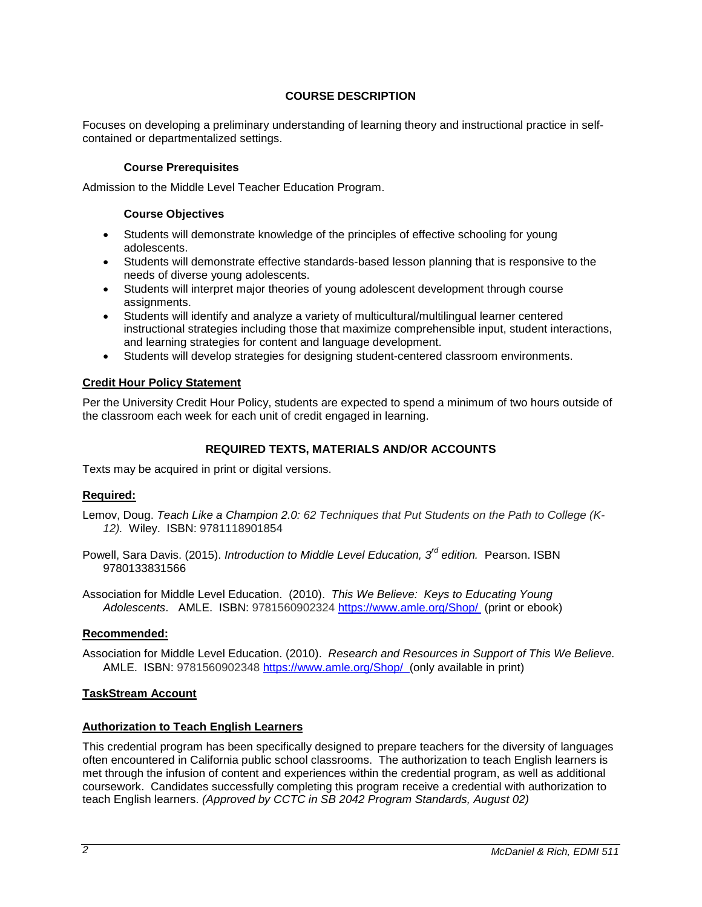## COURSE DESCRIPTION

Focuses on developing a preliminary understanding of learning theory and instructional practice in self-contained or departmentalized settings.

### Course Prerequisites

Admission to the Middle Level Teacher Education Program.

### Course Objectives

- Students will demonstrate knowledge of the principles of effective schooling for young adolescents.
- Students will demonstrate effective standards-based lesson planning that is responsive to the needs of diverse young adolescents.
- Students will interpret major theories of young adolescent development through course assignments.
- Students will identify and analyze a variety of multicultural/multilingual learner centered instructional strategies including those that maximize comprehensible input, student interactions, and learning strategies for content and language development.
- Students will develop strategies for designing student-centered classroom environments.

### Credit Hour Policy Statement

Per the University Credit Hour Policy, students are expected to spend a minimum of two hours outside of the classroom each week for each unit of credit engaged in learning.

## REQUIRED TEXTS, MATERIALS AND/OR ACCOUNTS

Texts may be acquired in print or digital versions.

### Required:

Lemov, Doug. *Teach Like a Champion 2.0: 62 Techniques that Put Students on the Path to College (K-12).* Wiley. ISBN: 9781118901854

Powell, Sara Davis. (2015). *Introduction to Middle Level Education, 3rd edition.* Pearson. ISBN 9780133831566

Association for Middle Level Education. (2010). *This We Believe: Keys to Educating Young Adolescents*. AMLE. ISBN: 9781560902324 https://www.amle.org/Shop/ (print or ebook)

### Recommended:

Association for Middle Level Education. (2010). *Research and Resources in Support of This We Believe.* AMLE. ISBN: 9781560902348 https://www.amle.org/Shop/ (only available in print)

### TaskStream Account

### Authorization to Teach English Learners

This credential program has been specifically designed to prepare teachers for the diversity of languages often encountered in California public school classrooms. The authorization to teach English learners is met through the infusion of content and experiences within the credential program, as well as additional coursework. Candidates successfully completing this program receive a credential with authorization to teach English learners. *(Approved by CCTC in SB 2042 Program Standards, August 02)*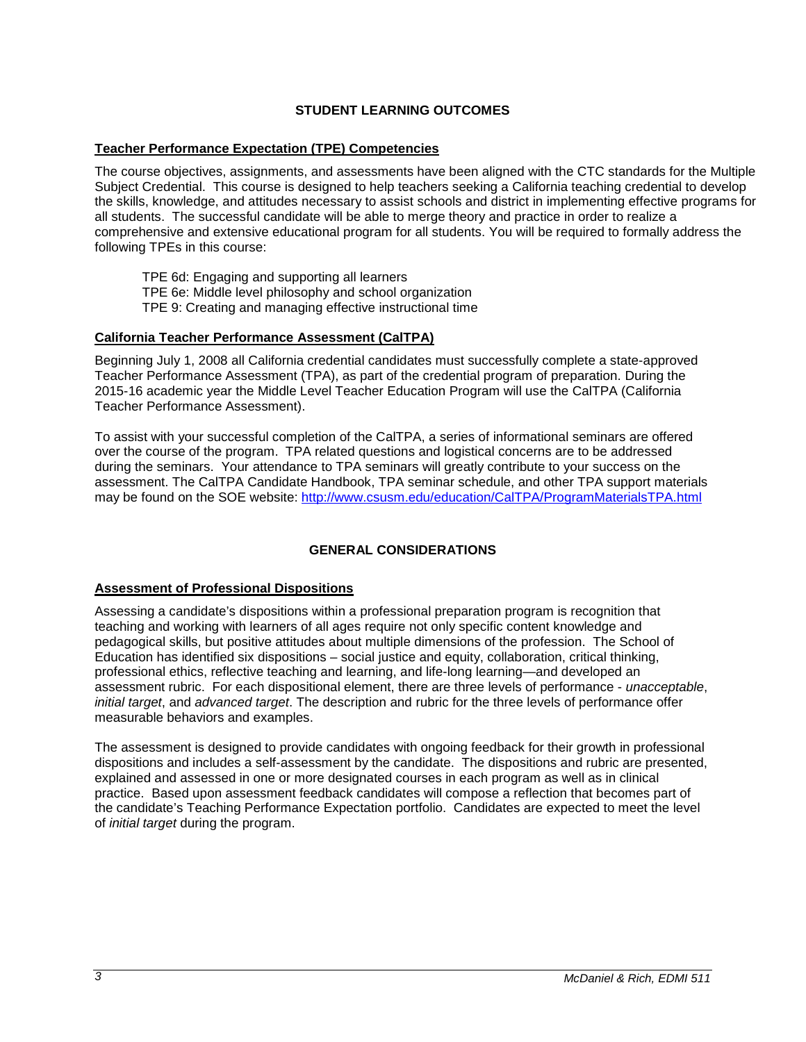## STUDENT LEARNING OUTCOMES

### Teacher Performance Expectation (TPE) Competencies

The course objectives, assignments, and assessments have been aligned with the CTC standards for the Multiple Subject Credential. This course is designed to help teachers seeking a California teaching credential to develop the skills, knowledge, and attitudes necessary to assist schools and district in implementing effective programs for all students. The successful candidate will be able to merge theory and practice in order to realize a comprehensive and extensive educational program for all students. You will be required to formally address the following TPEs in this course:

TPE 6d: Engaging and supporting all learners
TPE 6e: Middle level philosophy and school organization
TPE 9: Creating and managing effective instructional time

### California Teacher Performance Assessment (CalTPA)

Beginning July 1, 2008 all California credential candidates must successfully complete a state-approved Teacher Performance Assessment (TPA), as part of the credential program of preparation. During the 2015-16 academic year the Middle Level Teacher Education Program will use the CalTPA (California Teacher Performance Assessment).

To assist with your successful completion of the CalTPA, a series of informational seminars are offered over the course of the program. TPA related questions and logistical concerns are to be addressed during the seminars. Your attendance to TPA seminars will greatly contribute to your success on the assessment. The CalTPA Candidate Handbook, TPA seminar schedule, and other TPA support materials may be found on the SOE website: http://www.csusm.edu/education/CalTPA/ProgramMaterialsTPA.html

## GENERAL CONSIDERATIONS

### Assessment of Professional Dispositions

Assessing a candidate's dispositions within a professional preparation program is recognition that teaching and working with learners of all ages require not only specific content knowledge and pedagogical skills, but positive attitudes about multiple dimensions of the profession. The School of Education has identified six dispositions – social justice and equity, collaboration, critical thinking, professional ethics, reflective teaching and learning, and life-long learning—and developed an assessment rubric. For each dispositional element, there are three levels of performance - *unacceptable*, *initial target*, and *advanced target*. The description and rubric for the three levels of performance offer measurable behaviors and examples.

The assessment is designed to provide candidates with ongoing feedback for their growth in professional dispositions and includes a self-assessment by the candidate. The dispositions and rubric are presented, explained and assessed in one or more designated courses in each program as well as in clinical practice. Based upon assessment feedback candidates will compose a reflection that becomes part of the candidate's Teaching Performance Expectation portfolio. Candidates are expected to meet the level of *initial target* during the program.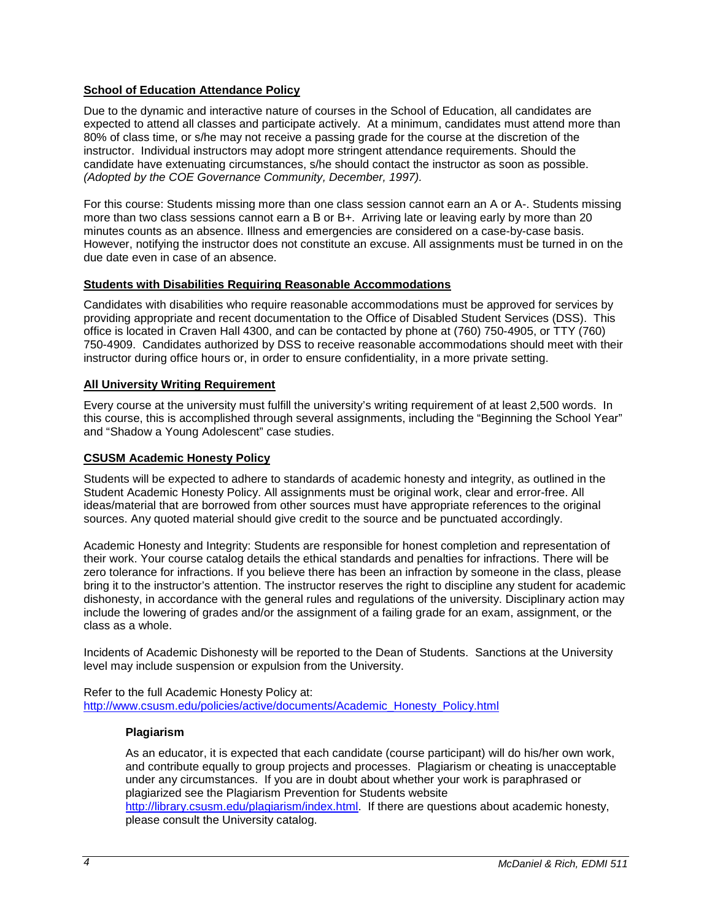## School of Education Attendance Policy

Due to the dynamic and interactive nature of courses in the School of Education, all candidates are expected to attend all classes and participate actively. At a minimum, candidates must attend more than 80% of class time, or s/he may not receive a passing grade for the course at the discretion of the instructor. Individual instructors may adopt more stringent attendance requirements. Should the candidate have extenuating circumstances, s/he should contact the instructor as soon as possible. *(Adopted by the COE Governance Community, December, 1997).*

For this course: Students missing more than one class session cannot earn an A or A-. Students missing more than two class sessions cannot earn a B or B+. Arriving late or leaving early by more than 20 minutes counts as an absence. Illness and emergencies are considered on a case-by-case basis. However, notifying the instructor does not constitute an excuse. All assignments must be turned in on the due date even in case of an absence.

## Students with Disabilities Requiring Reasonable Accommodations

Candidates with disabilities who require reasonable accommodations must be approved for services by providing appropriate and recent documentation to the Office of Disabled Student Services (DSS). This office is located in Craven Hall 4300, and can be contacted by phone at (760) 750-4905, or TTY (760) 750-4909. Candidates authorized by DSS to receive reasonable accommodations should meet with their instructor during office hours or, in order to ensure confidentiality, in a more private setting.

## All University Writing Requirement

Every course at the university must fulfill the university's writing requirement of at least 2,500 words. In this course, this is accomplished through several assignments, including the "Beginning the School Year" and "Shadow a Young Adolescent" case studies.

## CSUSM Academic Honesty Policy

Students will be expected to adhere to standards of academic honesty and integrity, as outlined in the Student Academic Honesty Policy. All assignments must be original work, clear and error-free. All ideas/material that are borrowed from other sources must have appropriate references to the original sources. Any quoted material should give credit to the source and be punctuated accordingly.

Academic Honesty and Integrity: Students are responsible for honest completion and representation of their work. Your course catalog details the ethical standards and penalties for infractions. There will be zero tolerance for infractions. If you believe there has been an infraction by someone in the class, please bring it to the instructor's attention. The instructor reserves the right to discipline any student for academic dishonesty, in accordance with the general rules and regulations of the university. Disciplinary action may include the lowering of grades and/or the assignment of a failing grade for an exam, assignment, or the class as a whole.

Incidents of Academic Dishonesty will be reported to the Dean of Students. Sanctions at the University level may include suspension or expulsion from the University.

Refer to the full Academic Honesty Policy at:
http://www.csusm.edu/policies/active/documents/Academic_Honesty_Policy.html

### Plagiarism

As an educator, it is expected that each candidate (course participant) will do his/her own work, and contribute equally to group projects and processes. Plagiarism or cheating is unacceptable under any circumstances. If you are in doubt about whether your work is paraphrased or plagiarized see the Plagiarism Prevention for Students website http://library.csusm.edu/plagiarism/index.html. If there are questions about academic honesty, please consult the University catalog.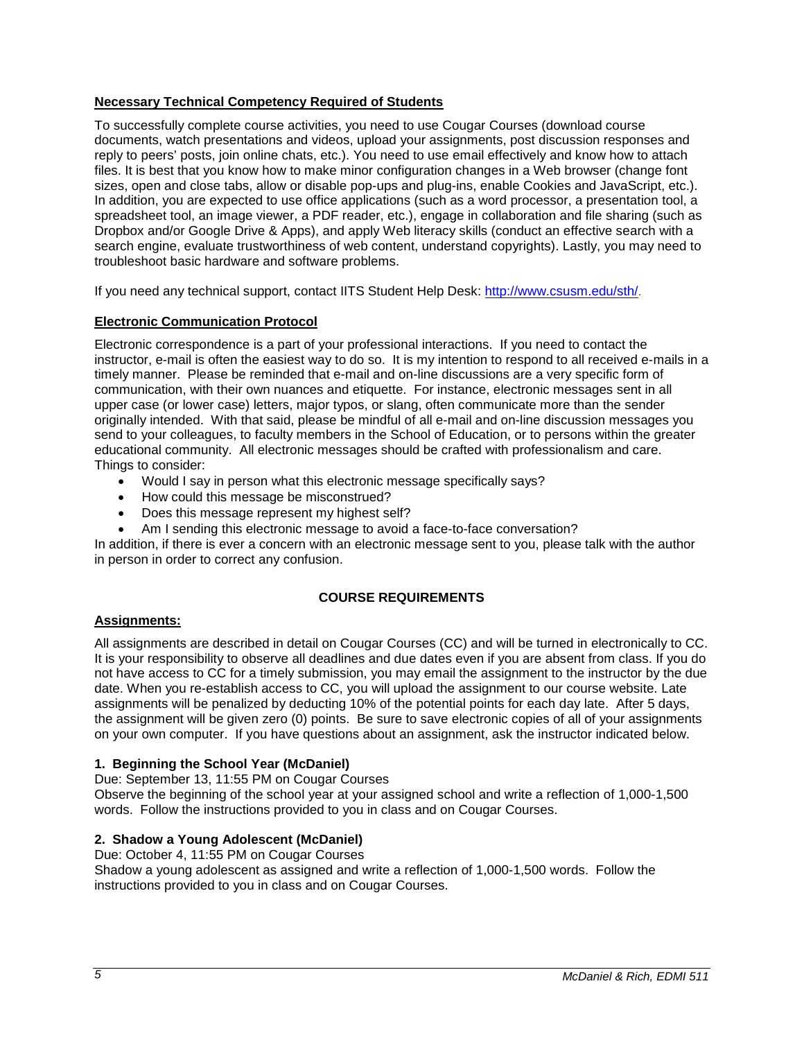**Necessary Technical Competency Required of Students**

To successfully complete course activities, you need to use Cougar Courses (download course documents, watch presentations and videos, upload your assignments, post discussion responses and reply to peers' posts, join online chats, etc.). You need to use email effectively and know how to attach files. It is best that you know how to make minor configuration changes in a Web browser (change font sizes, open and close tabs, allow or disable pop-ups and plug-ins, enable Cookies and JavaScript, etc.). In addition, you are expected to use office applications (such as a word processor, a presentation tool, a spreadsheet tool, an image viewer, a PDF reader, etc.), engage in collaboration and file sharing (such as Dropbox and/or Google Drive & Apps), and apply Web literacy skills (conduct an effective search with a search engine, evaluate trustworthiness of web content, understand copyrights). Lastly, you may need to troubleshoot basic hardware and software problems.

If you need any technical support, contact IITS Student Help Desk: http://www.csusm.edu/sth/.

**Electronic Communication Protocol**

Electronic correspondence is a part of your professional interactions. If you need to contact the instructor, e-mail is often the easiest way to do so. It is my intention to respond to all received e-mails in a timely manner. Please be reminded that e-mail and on-line discussions are a very specific form of communication, with their own nuances and etiquette. For instance, electronic messages sent in all upper case (or lower case) letters, major typos, or slang, often communicate more than the sender originally intended. With that said, please be mindful of all e-mail and on-line discussion messages you send to your colleagues, to faculty members in the School of Education, or to persons within the greater educational community. All electronic messages should be crafted with professionalism and care. Things to consider:

- Would I say in person what this electronic message specifically says?
- How could this message be misconstrued?
- Does this message represent my highest self?
- Am I sending this electronic message to avoid a face-to-face conversation?

In addition, if there is ever a concern with an electronic message sent to you, please talk with the author in person in order to correct any confusion.

## COURSE REQUIREMENTS

**Assignments:**

All assignments are described in detail on Cougar Courses (CC) and will be turned in electronically to CC. It is your responsibility to observe all deadlines and due dates even if you are absent from class. If you do not have access to CC for a timely submission, you may email the assignment to the instructor by the due date. When you re-establish access to CC, you will upload the assignment to our course website. Late assignments will be penalized by deducting 10% of the potential points for each day late. After 5 days, the assignment will be given zero (0) points. Be sure to save electronic copies of all of your assignments on your own computer. If you have questions about an assignment, ask the instructor indicated below.

**1. Beginning the School Year (McDaniel)**

Due: September 13, 11:55 PM on Cougar Courses

Observe the beginning of the school year at your assigned school and write a reflection of 1,000-1,500 words. Follow the instructions provided to you in class and on Cougar Courses.

**2. Shadow a Young Adolescent (McDaniel)**

Due: October 4, 11:55 PM on Cougar Courses

Shadow a young adolescent as assigned and write a reflection of 1,000-1,500 words. Follow the instructions provided to you in class and on Cougar Courses.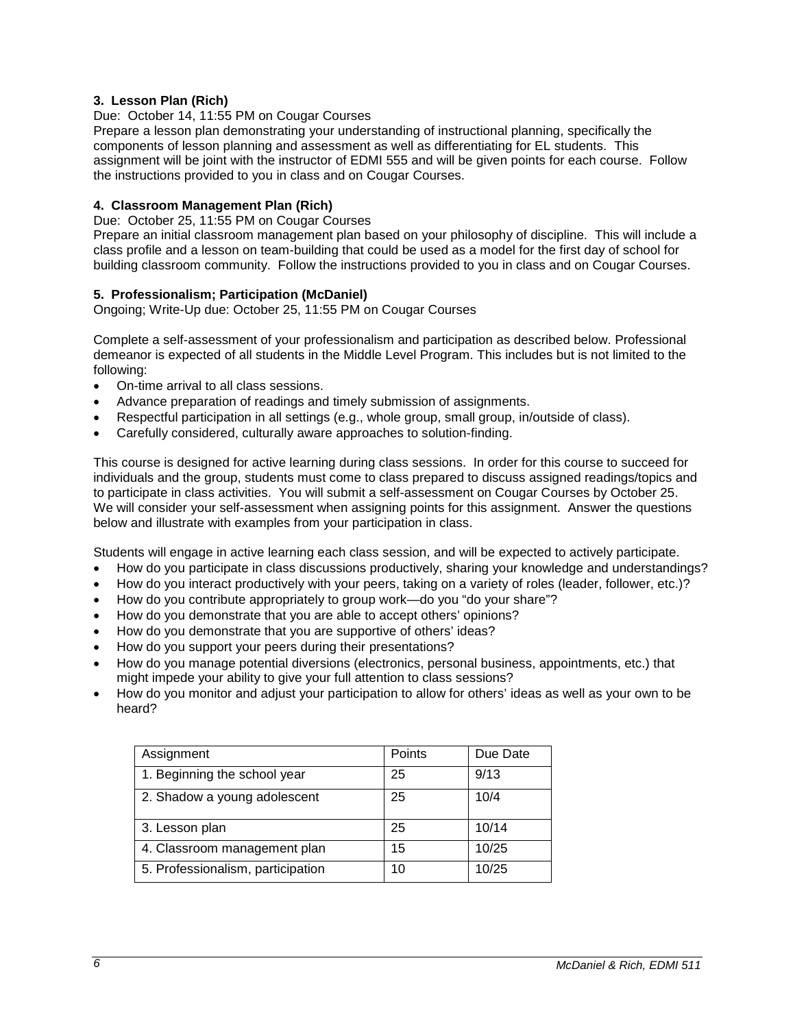**3. Lesson Plan (Rich)**

Due: October 14, 11:55 PM on Cougar Courses

Prepare a lesson plan demonstrating your understanding of instructional planning, specifically the components of lesson planning and assessment as well as differentiating for EL students. This assignment will be joint with the instructor of EDMI 555 and will be given points for each course. Follow the instructions provided to you in class and on Cougar Courses.

**4. Classroom Management Plan (Rich)**

Due: October 25, 11:55 PM on Cougar Courses

Prepare an initial classroom management plan based on your philosophy of discipline. This will include a class profile and a lesson on team-building that could be used as a model for the first day of school for building classroom community. Follow the instructions provided to you in class and on Cougar Courses.

**5. Professionalism; Participation (McDaniel)**

Ongoing; Write-Up due: October 25, 11:55 PM on Cougar Courses

Complete a self-assessment of your professionalism and participation as described below. Professional demeanor is expected of all students in the Middle Level Program. This includes but is not limited to the following:

- On-time arrival to all class sessions.
- Advance preparation of readings and timely submission of assignments.
- Respectful participation in all settings (e.g., whole group, small group, in/outside of class).
- Carefully considered, culturally aware approaches to solution-finding.

This course is designed for active learning during class sessions. In order for this course to succeed for individuals and the group, students must come to class prepared to discuss assigned readings/topics and to participate in class activities. You will submit a self-assessment on Cougar Courses by October 25. We will consider your self-assessment when assigning points for this assignment. Answer the questions below and illustrate with examples from your participation in class.

Students will engage in active learning each class session, and will be expected to actively participate.

- How do you participate in class discussions productively, sharing your knowledge and understandings?
- How do you interact productively with your peers, taking on a variety of roles (leader, follower, etc.)?
- How do you contribute appropriately to group work—do you "do your share"?
- How do you demonstrate that you are able to accept others' opinions?
- How do you demonstrate that you are supportive of others' ideas?
- How do you support your peers during their presentations?
- How do you manage potential diversions (electronics, personal business, appointments, etc.) that might impede your ability to give your full attention to class sessions?
- How do you monitor and adjust your participation to allow for others' ideas as well as your own to be heard?

| Assignment | Points | Due Date |
|---|---|---|
| 1. Beginning the school year | 25 | 9/13 |
| 2. Shadow a young adolescent | 25 | 10/4 |
| 3. Lesson plan | 25 | 10/14 |
| 4. Classroom management plan | 15 | 10/25 |
| 5. Professionalism, participation | 10 | 10/25 |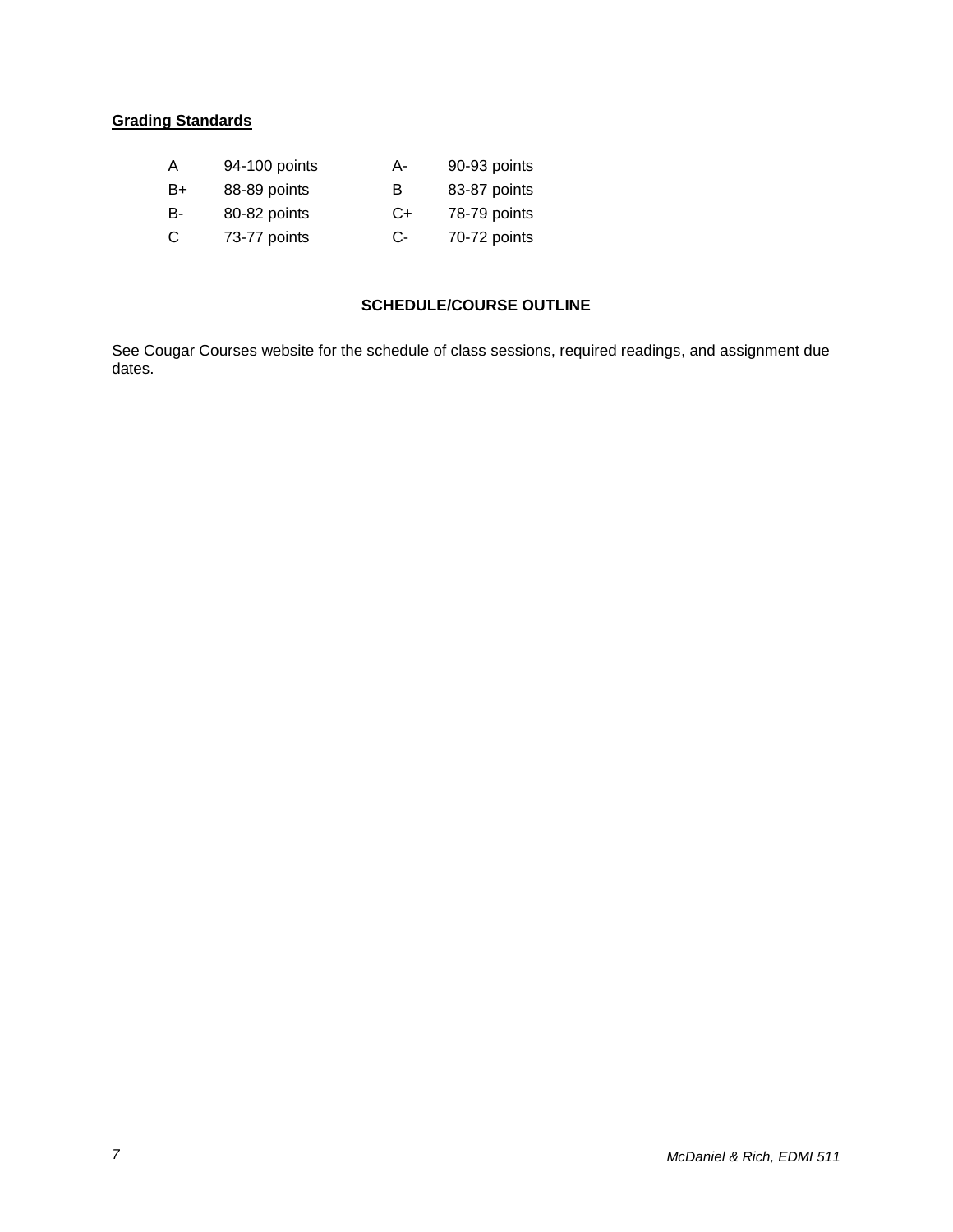**Grading Standards**

| | | | |
|---|---|---|---|
| A | 94-100 points | A- | 90-93 points |
| B+ | 88-89 points | B | 83-87 points |
| B- | 80-82 points | C+ | 78-79 points |
| C | 73-77 points | C- | 70-72 points |

**SCHEDULE/COURSE OUTLINE**

See Cougar Courses website for the schedule of class sessions, required readings, and assignment due dates.